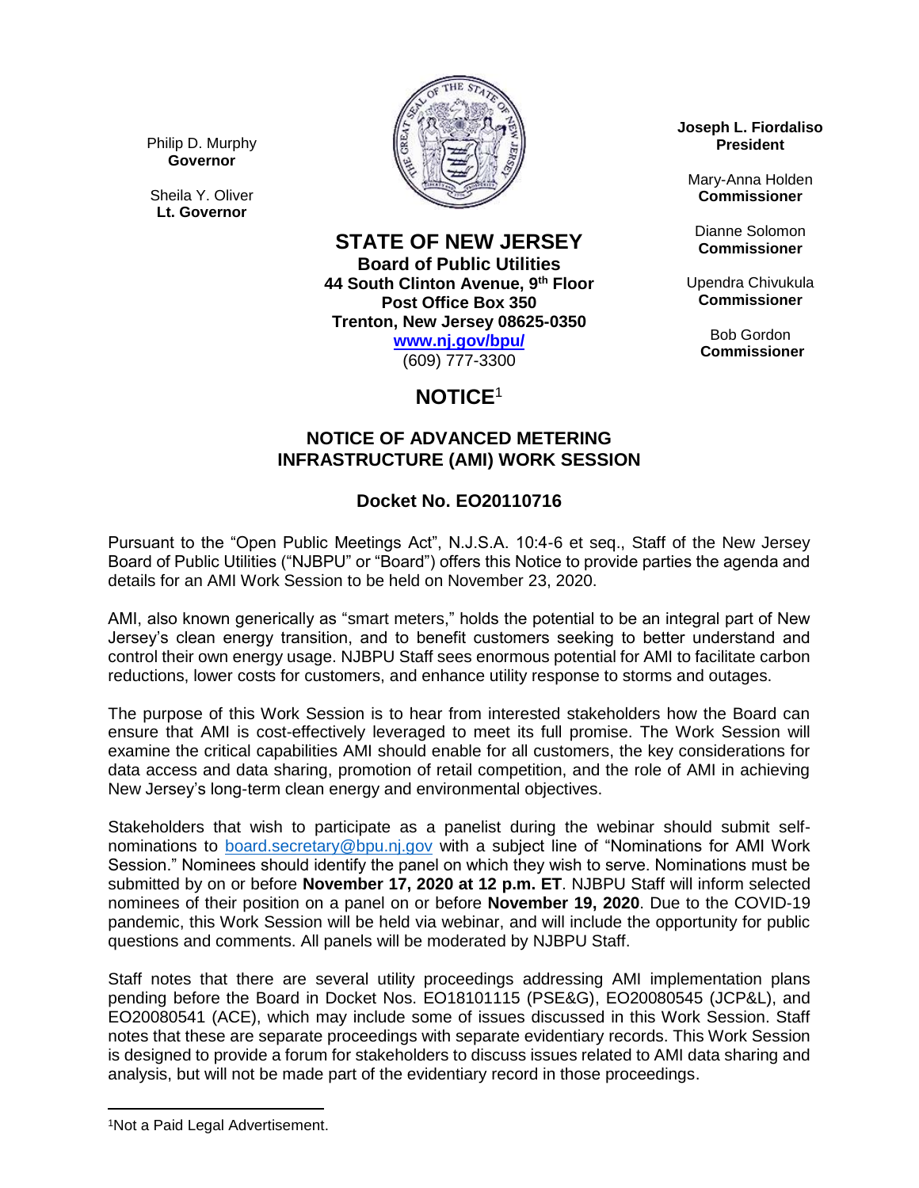Philip D. Murphy
**Governor**

Sheila Y. Oliver
**Lt. Governor**

**Joseph L. Fiordaliso**
**President**

Mary-Anna Holden
**Commissioner**

Dianne Solomon
**Commissioner**

Upendra Chivukula
**Commissioner**

Bob Gordon
**Commissioner**

# STATE OF NEW JERSEY

**Board of Public Utilities**
**44 South Clinton Avenue, 9th Floor**
**Post Office Box 350**
**Trenton, New Jersey 08625-0350**
**www.nj.gov/bpu/**
(609) 777-3300

# NOTICE[1]

## NOTICE OF ADVANCED METERING INFRASTRUCTURE (AMI) WORK SESSION

## Docket No. EO20110716

Pursuant to the "Open Public Meetings Act", N.J.S.A. 10:4-6 et seq., Staff of the New Jersey Board of Public Utilities ("NJBPU" or "Board") offers this Notice to provide parties the agenda and details for an AMI Work Session to be held on November 23, 2020.

AMI, also known generically as "smart meters," holds the potential to be an integral part of New Jersey's clean energy transition, and to benefit customers seeking to better understand and control their own energy usage. NJBPU Staff sees enormous potential for AMI to facilitate carbon reductions, lower costs for customers, and enhance utility response to storms and outages.

The purpose of this Work Session is to hear from interested stakeholders how the Board can ensure that AMI is cost-effectively leveraged to meet its full promise. The Work Session will examine the critical capabilities AMI should enable for all customers, the key considerations for data access and data sharing, promotion of retail competition, and the role of AMI in achieving New Jersey's long-term clean energy and environmental objectives.

Stakeholders that wish to participate as a panelist during the webinar should submit self-nominations to board.secretary@bpu.nj.gov with a subject line of "Nominations for AMI Work Session." Nominees should identify the panel on which they wish to serve. Nominations must be submitted by on or before **November 17, 2020 at 12 p.m. ET**. NJBPU Staff will inform selected nominees of their position on a panel on or before **November 19, 2020**. Due to the COVID-19 pandemic, this Work Session will be held via webinar, and will include the opportunity for public questions and comments. All panels will be moderated by NJBPU Staff.

Staff notes that there are several utility proceedings addressing AMI implementation plans pending before the Board in Docket Nos. EO18101115 (PSE&G), EO20080545 (JCP&L), and EO20080541 (ACE), which may include some of issues discussed in this Work Session. Staff notes that these are separate proceedings with separate evidentiary records. This Work Session is designed to provide a forum for stakeholders to discuss issues related to AMI data sharing and analysis, but will not be made part of the evidentiary record in those proceedings.

---

[1]Not a Paid Legal Advertisement.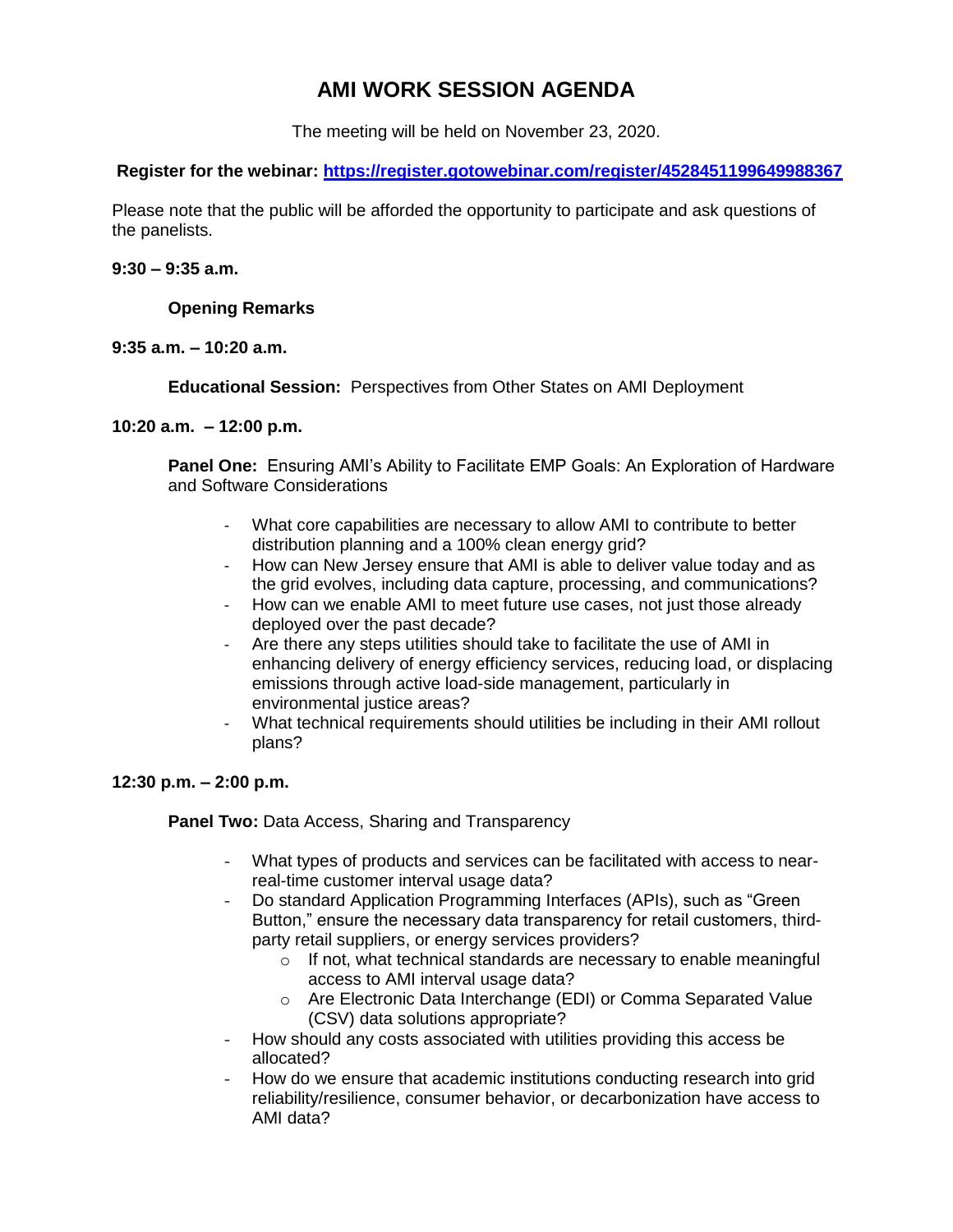# AMI WORK SESSION AGENDA

The meeting will be held on November 23, 2020.

**Register for the webinar: [https://register.gotowebinar.com/register/4528451199649988367](https://register.gotowebinar.com/register/4528451199649988367)**

Please note that the public will be afforded the opportunity to participate and ask questions of the panelists.

**9:30 – 9:35 a.m.**

**Opening Remarks**

**9:35 a.m. – 10:20 a.m.**

**Educational Session:** Perspectives from Other States on AMI Deployment

**10:20 a.m. – 12:00 p.m.**

**Panel One:** Ensuring AMI's Ability to Facilitate EMP Goals: An Exploration of Hardware and Software Considerations

- What core capabilities are necessary to allow AMI to contribute to better distribution planning and a 100% clean energy grid?
- How can New Jersey ensure that AMI is able to deliver value today and as the grid evolves, including data capture, processing, and communications?
- How can we enable AMI to meet future use cases, not just those already deployed over the past decade?
- Are there any steps utilities should take to facilitate the use of AMI in enhancing delivery of energy efficiency services, reducing load, or displacing emissions through active load-side management, particularly in environmental justice areas?
- What technical requirements should utilities be including in their AMI rollout plans?

**12:30 p.m. – 2:00 p.m.**

**Panel Two:** Data Access, Sharing and Transparency

- What types of products and services can be facilitated with access to near-real-time customer interval usage data?
- Do standard Application Programming Interfaces (APIs), such as "Green Button," ensure the necessary data transparency for retail customers, third-party retail suppliers, or energy services providers?
  - If not, what technical standards are necessary to enable meaningful access to AMI interval usage data?
  - Are Electronic Data Interchange (EDI) or Comma Separated Value (CSV) data solutions appropriate?
- How should any costs associated with utilities providing this access be allocated?
- How do we ensure that academic institutions conducting research into grid reliability/resilience, consumer behavior, or decarbonization have access to AMI data?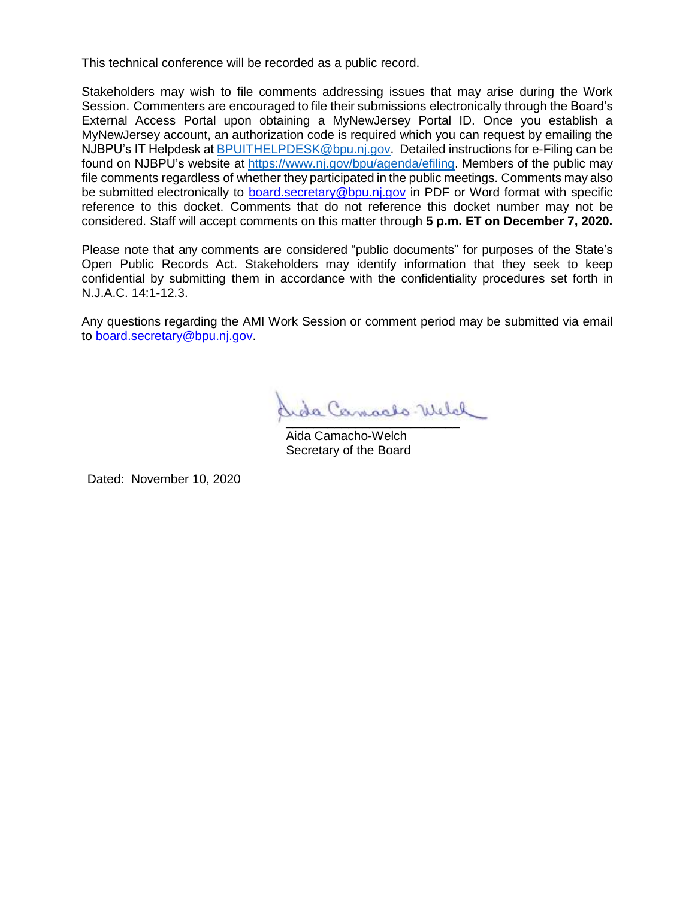This technical conference will be recorded as a public record.

Stakeholders may wish to file comments addressing issues that may arise during the Work Session. Commenters are encouraged to file their submissions electronically through the Board's External Access Portal upon obtaining a MyNewJersey Portal ID. Once you establish a MyNewJersey account, an authorization code is required which you can request by emailing the NJBPU's IT Helpdesk at BPUITHELPDESK@bpu.nj.gov. Detailed instructions for e-Filing can be found on NJBPU's website at https://www.nj.gov/bpu/agenda/efiling. Members of the public may file comments regardless of whether they participated in the public meetings. Comments may also be submitted electronically to board.secretary@bpu.nj.gov in PDF or Word format with specific reference to this docket. Comments that do not reference this docket number may not be considered. Staff will accept comments on this matter through **5 p.m. ET on December 7, 2020.**

Please note that any comments are considered "public documents" for purposes of the State's Open Public Records Act. Stakeholders may identify information that they seek to keep confidential by submitting them in accordance with the confidentiality procedures set forth in N.J.A.C. 14:1-12.3.

Any questions regarding the AMI Work Session or comment period may be submitted via email to board.secretary@bpu.nj.gov.

Aida Camacho-Welch
Secretary of the Board

Dated: November 10, 2020